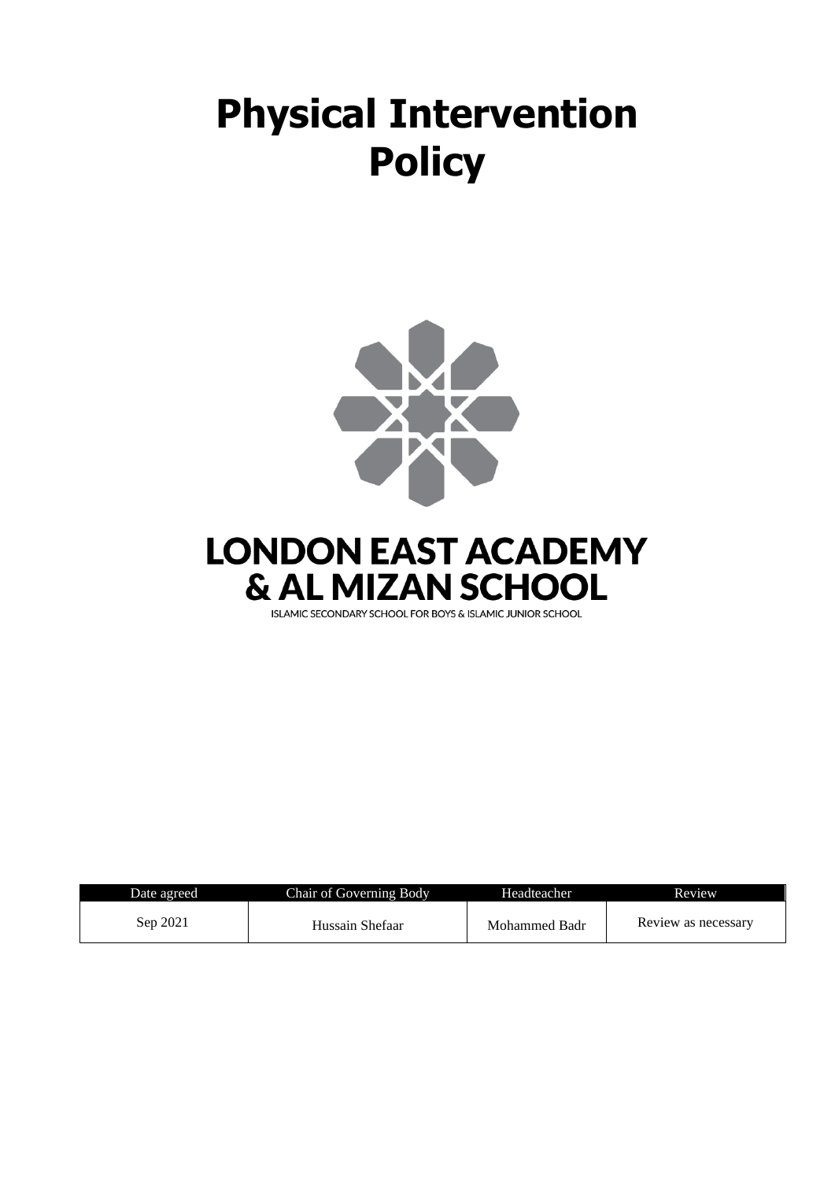# Physical Intervention Policy

**LONDON EAST ACADEMY & AL MIZAN SCHOOL**

ISLAMIC SECONDARY SCHOOL FOR BOYS & ISLAMIC JUNIOR SCHOOL

| Date agreed | Chair of Governing Body | Headteacher | Review |
|---|---|---|---|
| Sep 2021 | Hussain Shefaar | Mohammed Badr | Review as necessary |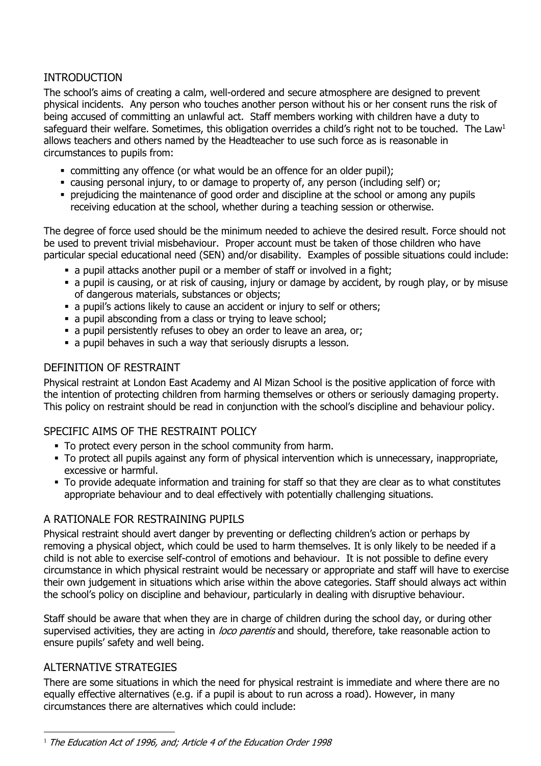## INTRODUCTION

The school's aims of creating a calm, well-ordered and secure atmosphere are designed to prevent physical incidents. Any person who touches another person without his or her consent runs the risk of being accused of committing an unlawful act. Staff members working with children have a duty to safeguard their welfare. Sometimes, this obligation overrides a child's right not to be touched. The Law[1] allows teachers and others named by the Headteacher to use such force as is reasonable in circumstances to pupils from:

- committing any offence (or what would be an offence for an older pupil);
- causing personal injury, to or damage to property of, any person (including self) or;
- prejudicing the maintenance of good order and discipline at the school or among any pupils receiving education at the school, whether during a teaching session or otherwise.

The degree of force used should be the minimum needed to achieve the desired result. Force should not be used to prevent trivial misbehaviour. Proper account must be taken of those children who have particular special educational need (SEN) and/or disability. Examples of possible situations could include:

- a pupil attacks another pupil or a member of staff or involved in a fight;
- a pupil is causing, or at risk of causing, injury or damage by accident, by rough play, or by misuse of dangerous materials, substances or objects;
- a pupil's actions likely to cause an accident or injury to self or others;
- a pupil absconding from a class or trying to leave school;
- a pupil persistently refuses to obey an order to leave an area, or;
- a pupil behaves in such a way that seriously disrupts a lesson.

## DEFINITION OF RESTRAINT

Physical restraint at London East Academy and Al Mizan School is the positive application of force with the intention of protecting children from harming themselves or others or seriously damaging property. This policy on restraint should be read in conjunction with the school's discipline and behaviour policy.

## SPECIFIC AIMS OF THE RESTRAINT POLICY

- To protect every person in the school community from harm.
- To protect all pupils against any form of physical intervention which is unnecessary, inappropriate, excessive or harmful.
- To provide adequate information and training for staff so that they are clear as to what constitutes appropriate behaviour and to deal effectively with potentially challenging situations.

## A RATIONALE FOR RESTRAINING PUPILS

Physical restraint should avert danger by preventing or deflecting children's action or perhaps by removing a physical object, which could be used to harm themselves. It is only likely to be needed if a child is not able to exercise self-control of emotions and behaviour. It is not possible to define every circumstance in which physical restraint would be necessary or appropriate and staff will have to exercise their own judgement in situations which arise within the above categories. Staff should always act within the school's policy on discipline and behaviour, particularly in dealing with disruptive behaviour.

Staff should be aware that when they are in charge of children during the school day, or during other supervised activities, they are acting in *loco parentis* and should, therefore, take reasonable action to ensure pupils' safety and well being.

## ALTERNATIVE STRATEGIES

There are some situations in which the need for physical restraint is immediate and where there are no equally effective alternatives (e.g. if a pupil is about to run across a road). However, in many circumstances there are alternatives which could include:

---

[1] *The Education Act of 1996, and; Article 4 of the Education Order 1998*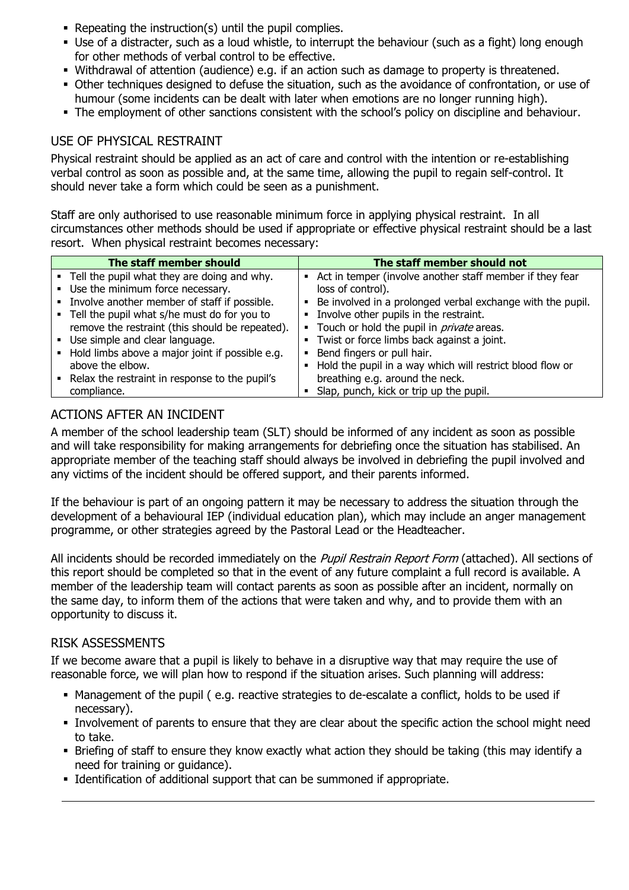- Repeating the instruction(s) until the pupil complies.
- Use of a distracter, such as a loud whistle, to interrupt the behaviour (such as a fight) long enough for other methods of verbal control to be effective.
- Withdrawal of attention (audience) e.g. if an action such as damage to property is threatened.
- Other techniques designed to defuse the situation, such as the avoidance of confrontation, or use of humour (some incidents can be dealt with later when emotions are no longer running high).
- The employment of other sanctions consistent with the school's policy on discipline and behaviour.

## USE OF PHYSICAL RESTRAINT

Physical restraint should be applied as an act of care and control with the intention or re-establishing verbal control as soon as possible and, at the same time, allowing the pupil to regain self-control. It should never take a form which could be seen as a punishment.

Staff are only authorised to use reasonable minimum force in applying physical restraint. In all circumstances other methods should be used if appropriate or effective physical restraint should be a last resort. When physical restraint becomes necessary:

| The staff member should | The staff member should not |
|---|---|
| ▪ Tell the pupil what they are doing and why.<br>▪ Use the minimum force necessary.<br>▪ Involve another member of staff if possible.<br>▪ Tell the pupil what s/he must do for you to remove the restraint (this should be repeated).<br>▪ Use simple and clear language.<br>▪ Hold limbs above a major joint if possible e.g. above the elbow.<br>▪ Relax the restraint in response to the pupil's compliance. | ▪ Act in temper (involve another staff member if they fear loss of control).<br>▪ Be involved in a prolonged verbal exchange with the pupil.<br>▪ Involve other pupils in the restraint.<br>▪ Touch or hold the pupil in *private* areas.<br>▪ Twist or force limbs back against a joint.<br>▪ Bend fingers or pull hair.<br>▪ Hold the pupil in a way which will restrict blood flow or breathing e.g. around the neck.<br>▪ Slap, punch, kick or trip up the pupil. |

## ACTIONS AFTER AN INCIDENT

A member of the school leadership team (SLT) should be informed of any incident as soon as possible and will take responsibility for making arrangements for debriefing once the situation has stabilised. An appropriate member of the teaching staff should always be involved in debriefing the pupil involved and any victims of the incident should be offered support, and their parents informed.

If the behaviour is part of an ongoing pattern it may be necessary to address the situation through the development of a behavioural IEP (individual education plan), which may include an anger management programme, or other strategies agreed by the Pastoral Lead or the Headteacher.

All incidents should be recorded immediately on the *Pupil Restrain Report Form* (attached). All sections of this report should be completed so that in the event of any future complaint a full record is available. A member of the leadership team will contact parents as soon as possible after an incident, normally on the same day, to inform them of the actions that were taken and why, and to provide them with an opportunity to discuss it.

## RISK ASSESSMENTS

If we become aware that a pupil is likely to behave in a disruptive way that may require the use of reasonable force, we will plan how to respond if the situation arises. Such planning will address:

- Management of the pupil ( e.g. reactive strategies to de-escalate a conflict, holds to be used if necessary).
- Involvement of parents to ensure that they are clear about the specific action the school might need to take.
- Briefing of staff to ensure they know exactly what action they should be taking (this may identify a need for training or guidance).
- Identification of additional support that can be summoned if appropriate.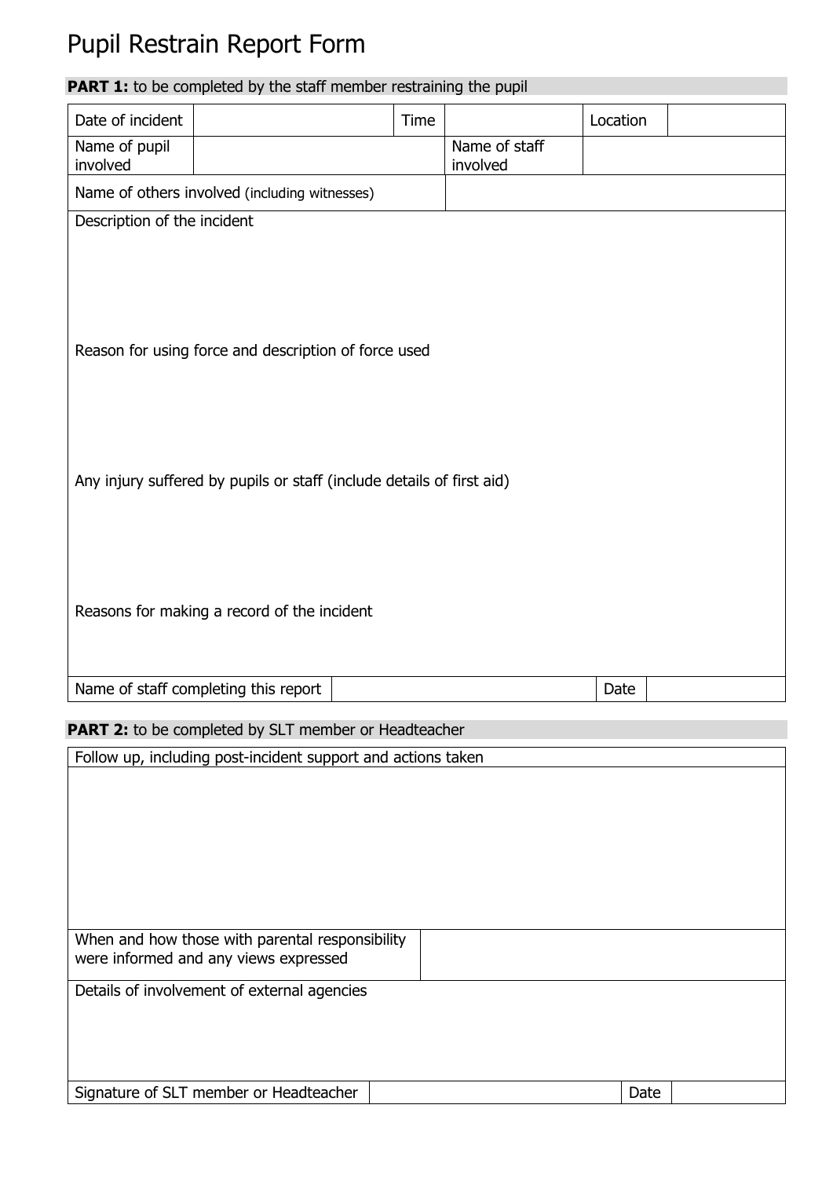# Pupil Restrain Report Form

**PART 1:** to be completed by the staff member restraining the pupil

| | | | | | |
|---|---|---|---|---|---|
| Date of incident | | Time | | Location | |
| Name of pupil involved | | Name of staff involved | | | |
| Name of others involved (including witnesses) | | | | | |

Description of the incident

Reason for using force and description of force used

Any injury suffered by pupils or staff (include details of first aid)

Reasons for making a record of the incident

| | | | |
|---|---|---|---|
| Name of staff completing this report | | Date | |

**PART 2:** to be completed by SLT member or Headteacher

Follow up, including post-incident support and actions taken

| | |
|---|---|
| When and how those with parental responsibility were informed and any views expressed | |

Details of involvement of external agencies

| | | | |
|---|---|---|---|
| Signature of SLT member or Headteacher | | Date | |